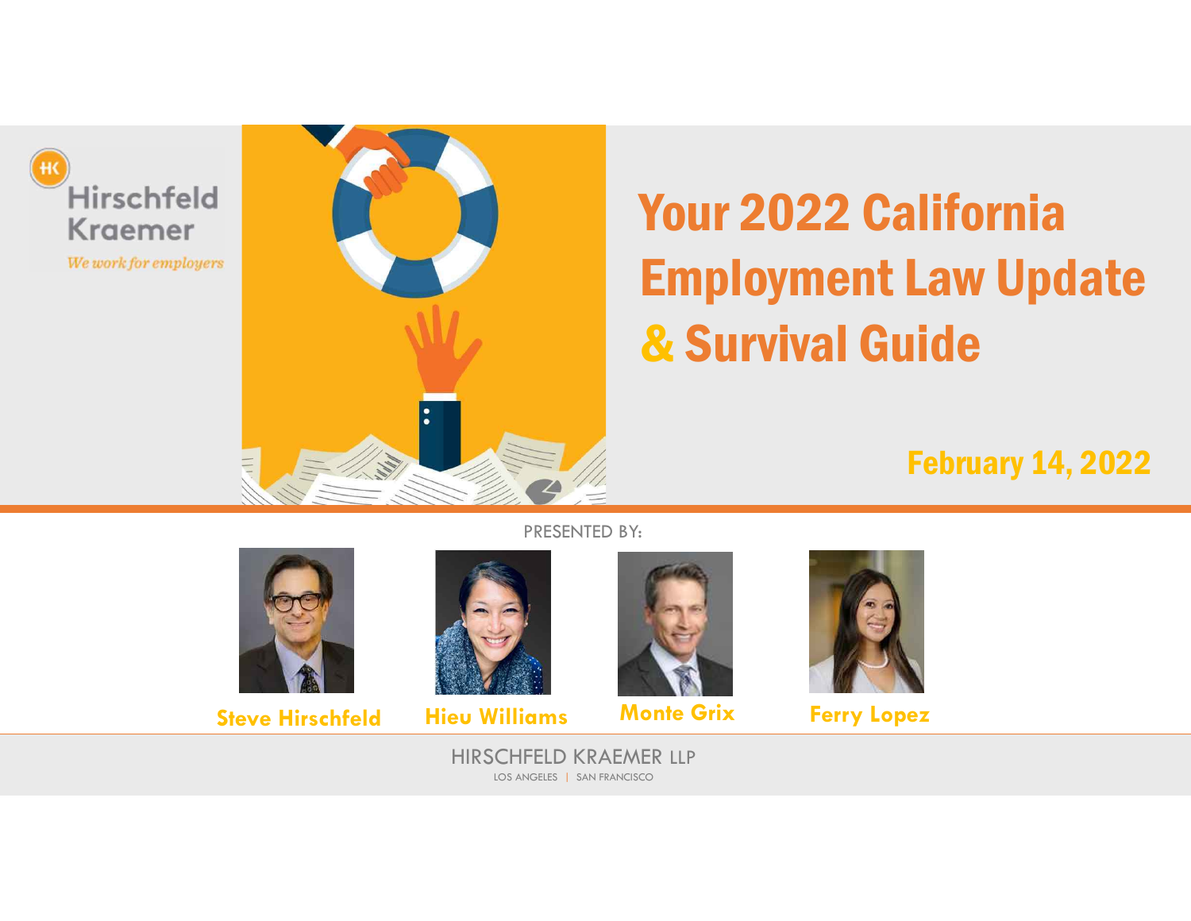Hirschfeld Kraemer

*We work for employers*

# Your 2022 California Employment Law Update & Survival Guide

**February 14, 2022**

PRESENTED BY:

**Steve Hirschfeld** | **Hieu Williams** | **Monte Grix** | **Ferry Lopez**

HIRSCHFELD KRAEMER LLP

LOS ANGELES | SAN FRANCISCO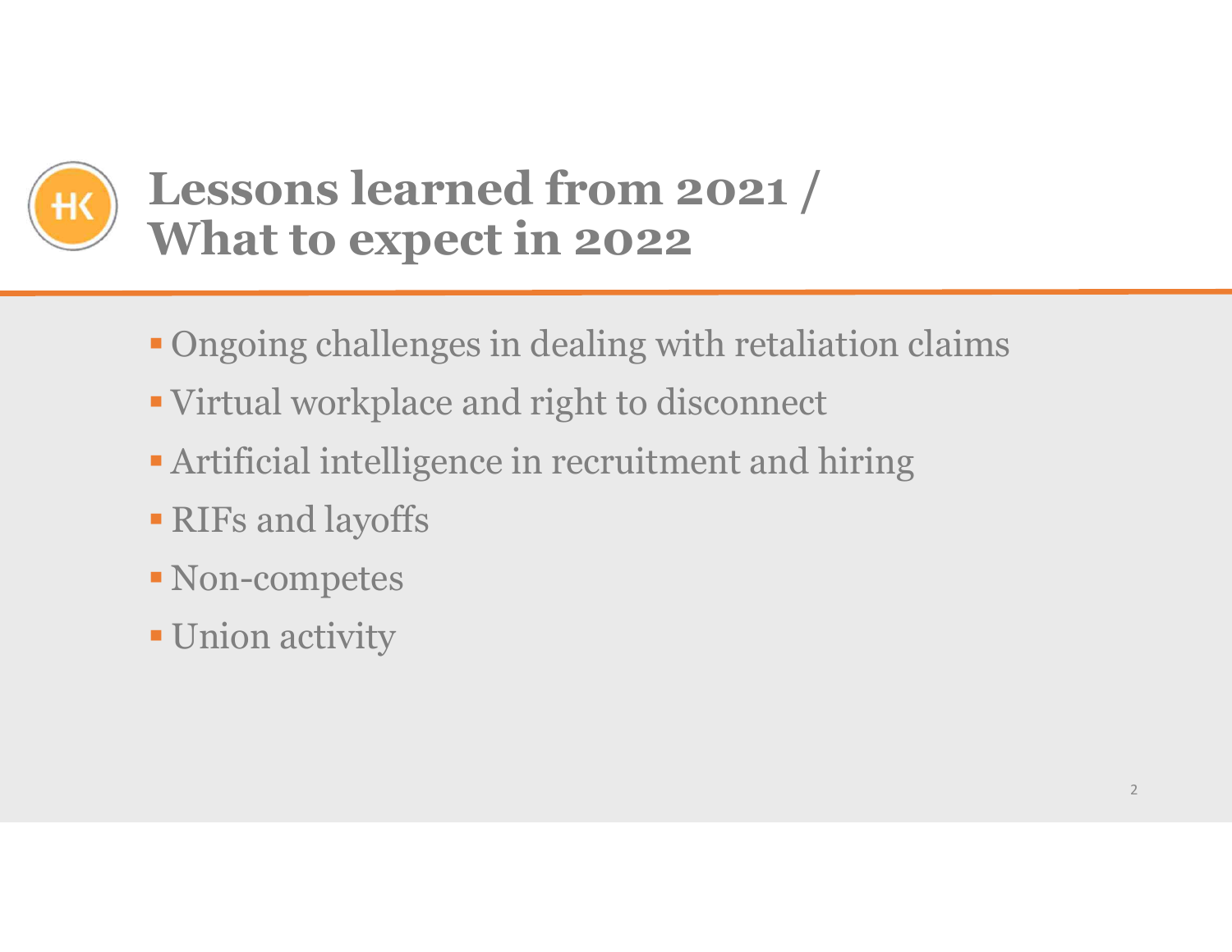# Lessons learned from 2021 / What to expect in 2022

- Ongoing challenges in dealing with retaliation claims
- Virtual workplace and right to disconnect
- Artificial intelligence in recruitment and hiring
- RIFs and layoffs
- Non-competes
- Union activity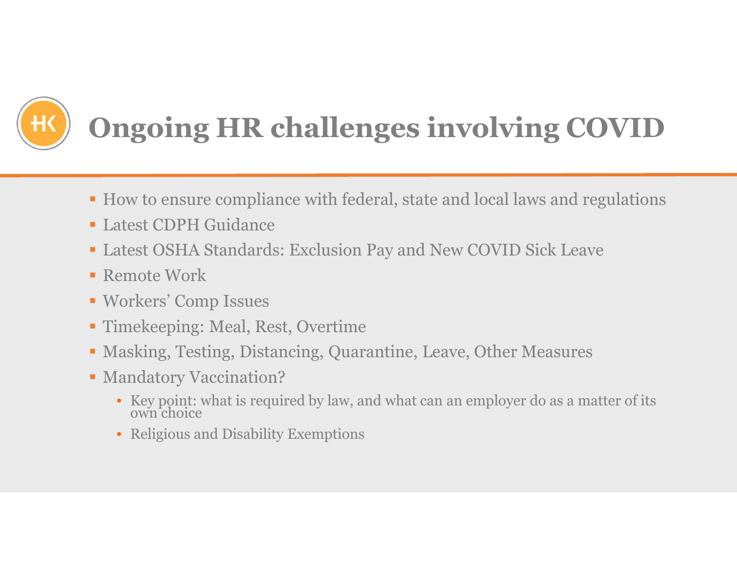# Ongoing HR challenges involving COVID

- How to ensure compliance with federal, state and local laws and regulations
- Latest CDPH Guidance
- Latest OSHA Standards: Exclusion Pay and New COVID Sick Leave
- Remote Work
- Workers' Comp Issues
- Timekeeping: Meal, Rest, Overtime
- Masking, Testing, Distancing, Quarantine, Leave, Other Measures
- Mandatory Vaccination?
  - Key point: what is required by law, and what can an employer do as a matter of its own choice
  - Religious and Disability Exemptions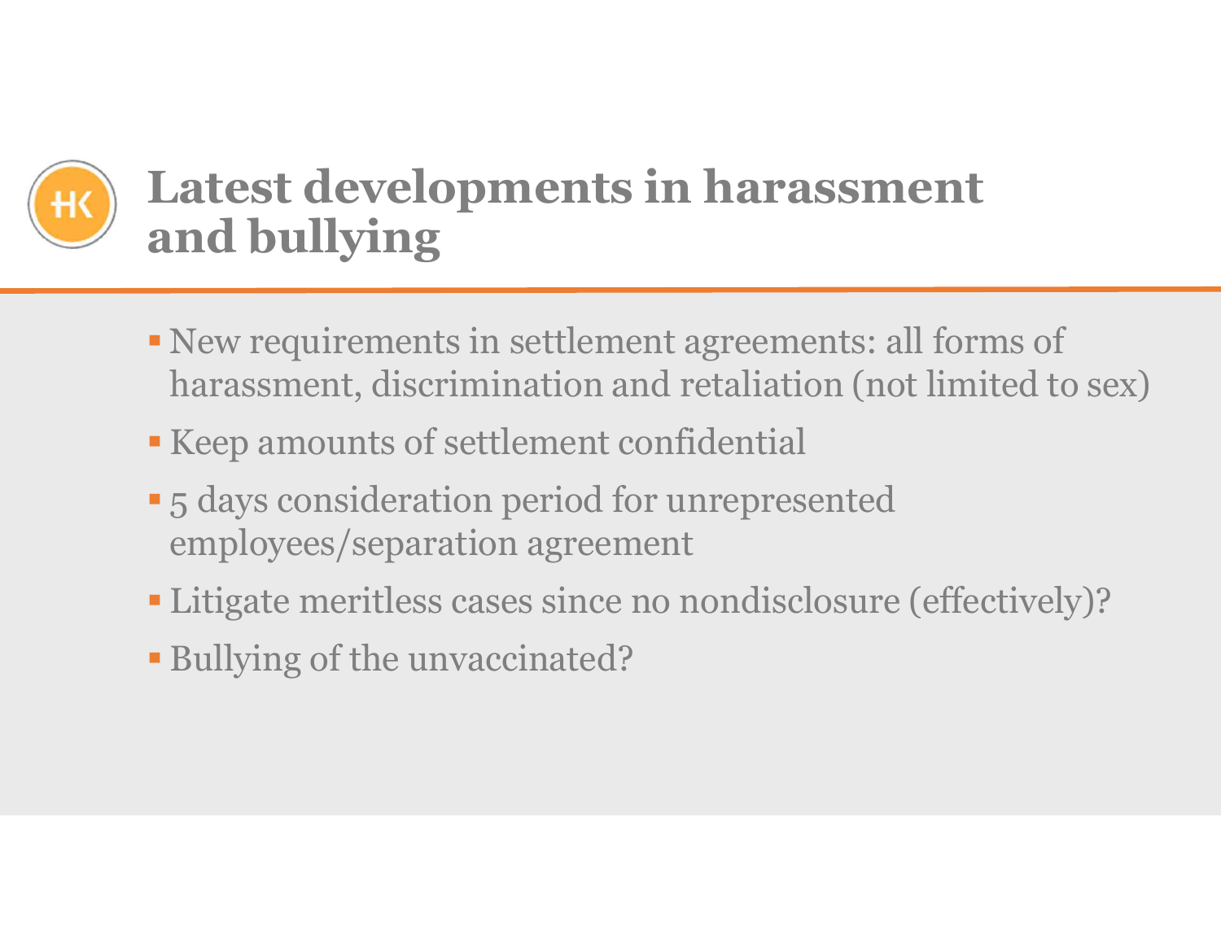# Latest developments in harassment and bullying

- New requirements in settlement agreements: all forms of harassment, discrimination and retaliation (not limited to sex)
- Keep amounts of settlement confidential
- 5 days consideration period for unrepresented employees/separation agreement
- Litigate meritless cases since no nondisclosure (effectively)?
- Bullying of the unvaccinated?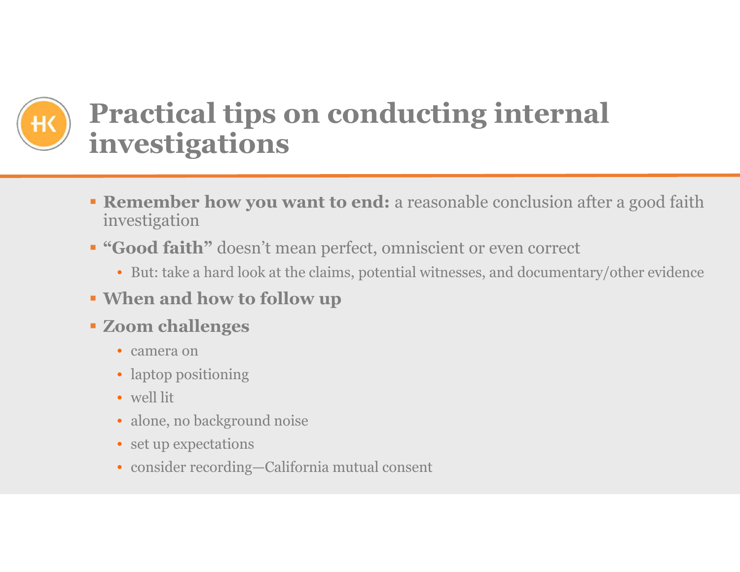# Practical tips on conducting internal investigations

- **Remember how you want to end:** a reasonable conclusion after a good faith investigation
- **"Good faith"** doesn't mean perfect, omniscient or even correct
  - But: take a hard look at the claims, potential witnesses, and documentary/other evidence
- **When and how to follow up**
- **Zoom challenges**
  - camera on
  - laptop positioning
  - well lit
  - alone, no background noise
  - set up expectations
  - consider recording—California mutual consent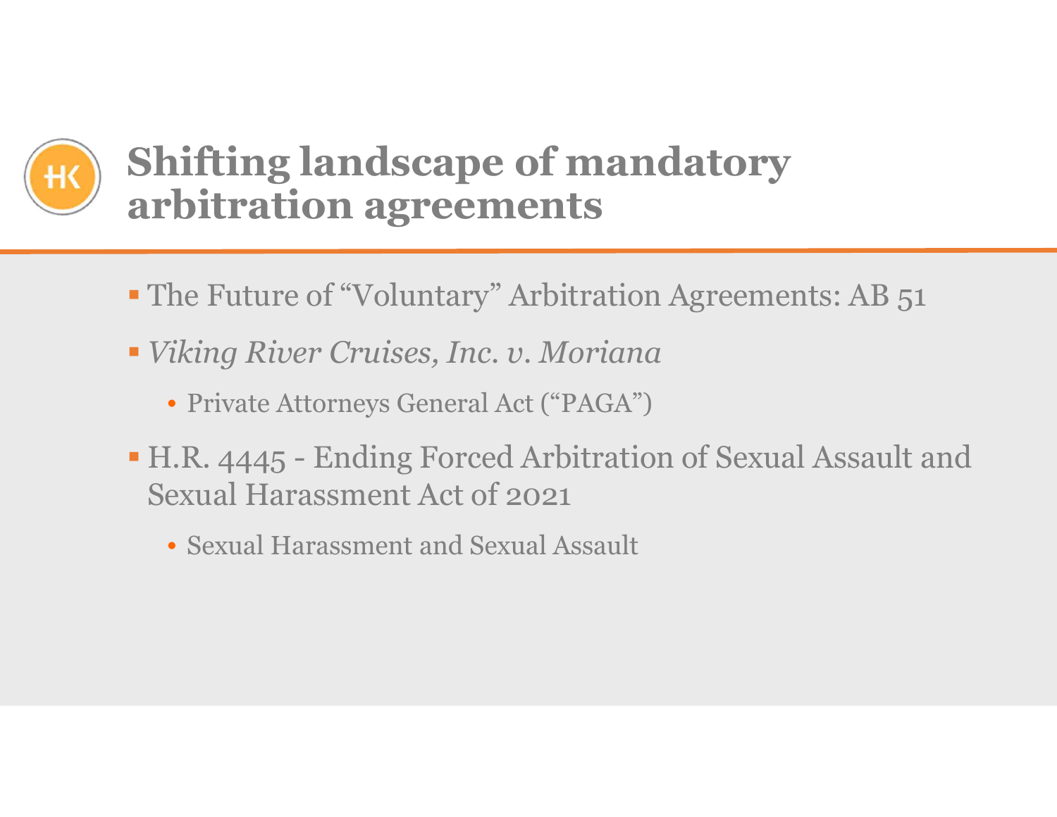# Shifting landscape of mandatory arbitration agreements

- The Future of "Voluntary" Arbitration Agreements: AB 51
- *Viking River Cruises, Inc. v. Moriana*
  - Private Attorneys General Act ("PAGA")
- H.R. 4445 - Ending Forced Arbitration of Sexual Assault and Sexual Harassment Act of 2021
  - Sexual Harassment and Sexual Assault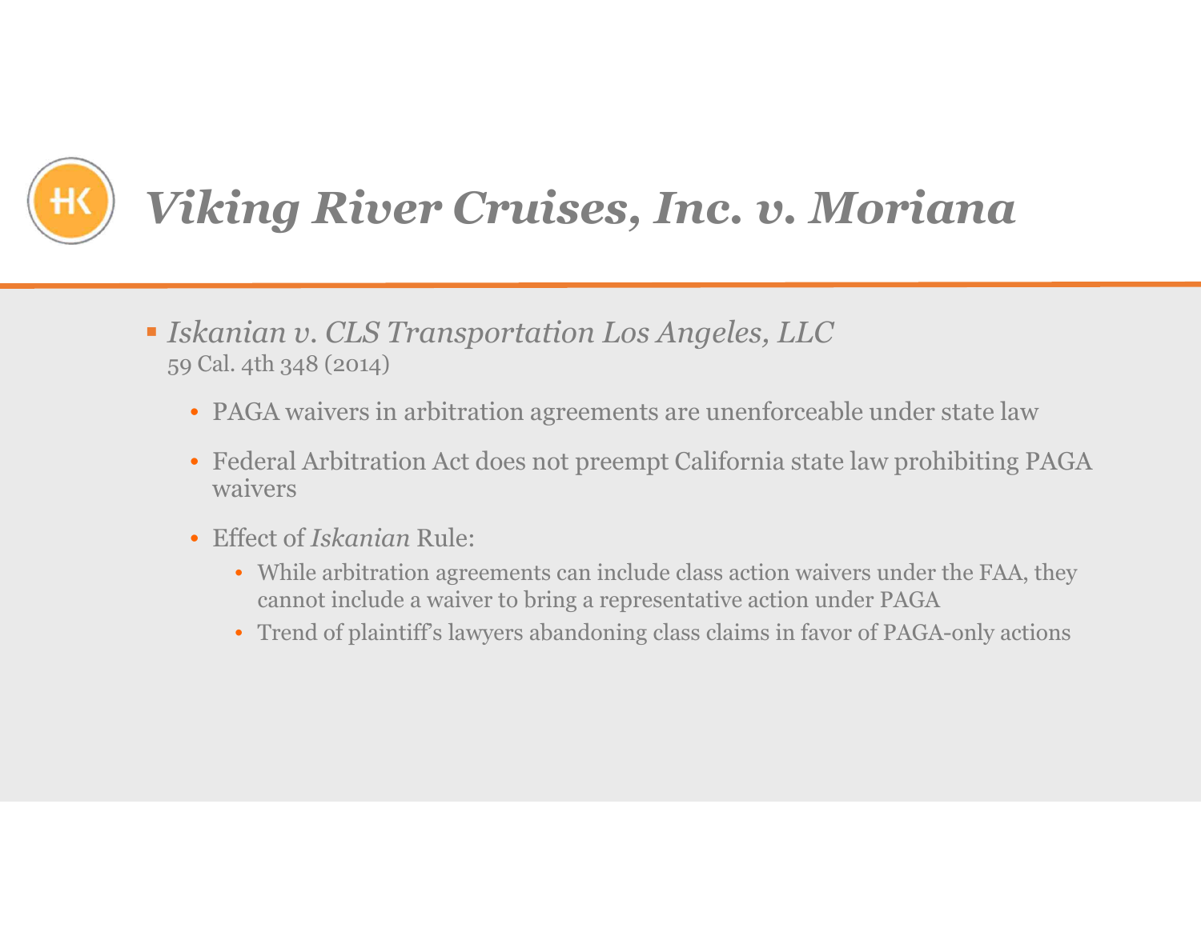# *Viking River Cruises, Inc. v. Moriana*

- *Iskanian v. CLS Transportation Los Angeles, LLC*
  59 Cal. 4th 348 (2014)
  - PAGA waivers in arbitration agreements are unenforceable under state law
  - Federal Arbitration Act does not preempt California state law prohibiting PAGA waivers
  - Effect of *Iskanian* Rule:
    - While arbitration agreements can include class action waivers under the FAA, they cannot include a waiver to bring a representative action under PAGA
    - Trend of plaintiff's lawyers abandoning class claims in favor of PAGA-only actions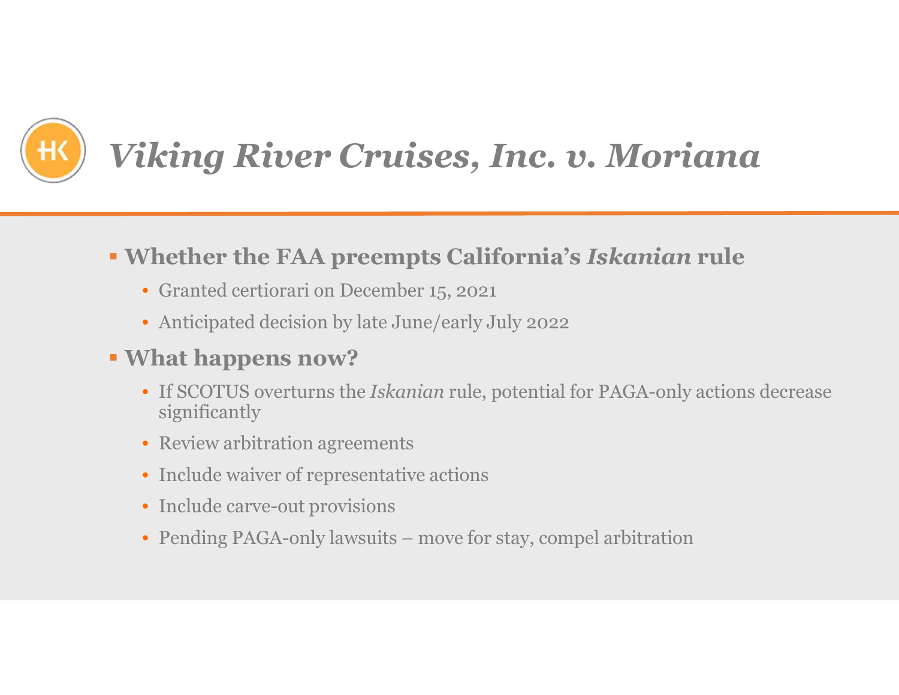# *Viking River Cruises, Inc. v. Moriana*

- **Whether the FAA preempts California's *Iskanian* rule**
  - Granted certiorari on December 15, 2021
  - Anticipated decision by late June/early July 2022
- **What happens now?**
  - If SCOTUS overturns the *Iskanian* rule, potential for PAGA-only actions decrease significantly
  - Review arbitration agreements
  - Include waiver of representative actions
  - Include carve-out provisions
  - Pending PAGA-only lawsuits – move for stay, compel arbitration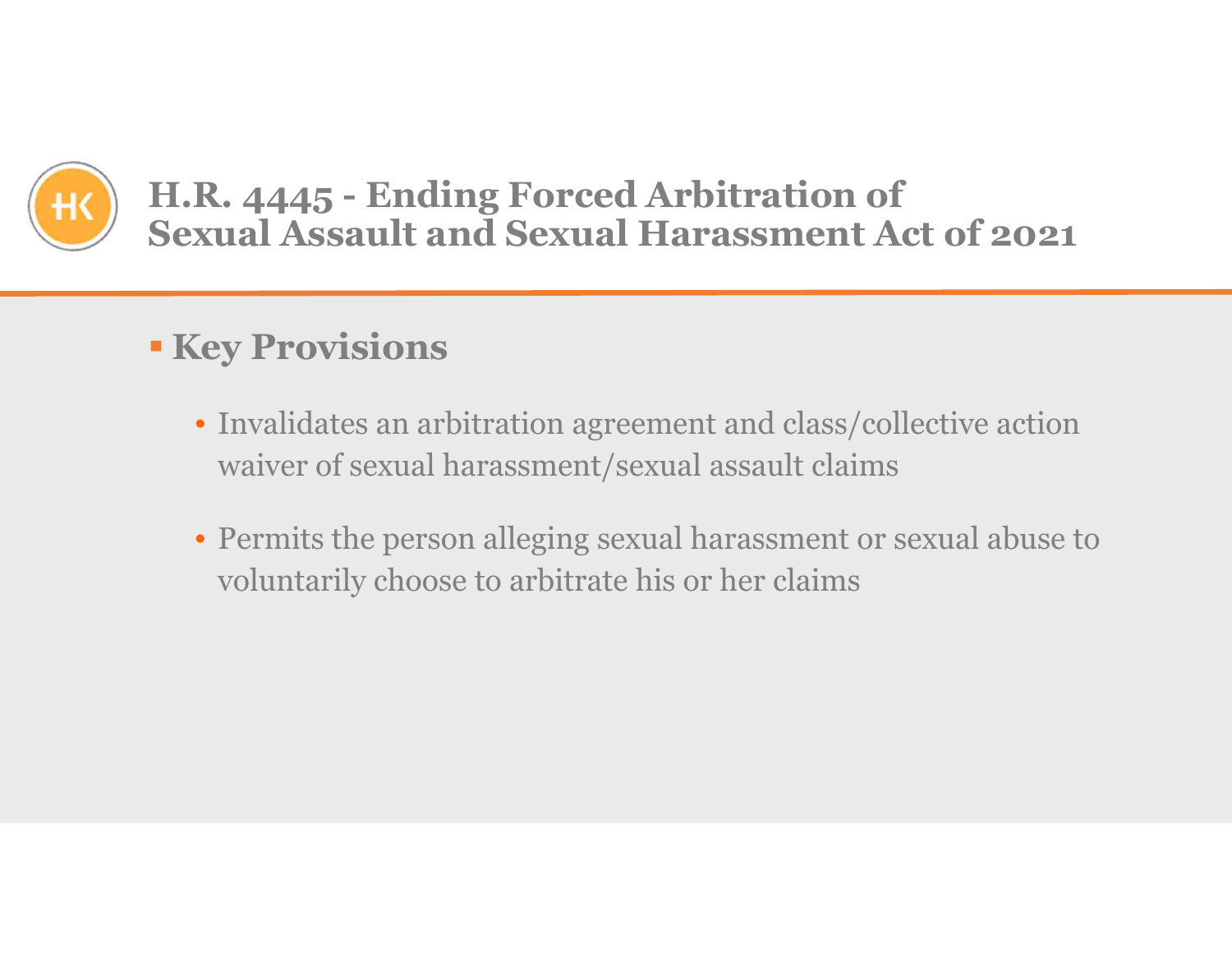# H.R. 4445 - Ending Forced Arbitration of Sexual Assault and Sexual Harassment Act of 2021

## Key Provisions

- Invalidates an arbitration agreement and class/collective action waiver of sexual harassment/sexual assault claims
- Permits the person alleging sexual harassment or sexual abuse to voluntarily choose to arbitrate his or her claims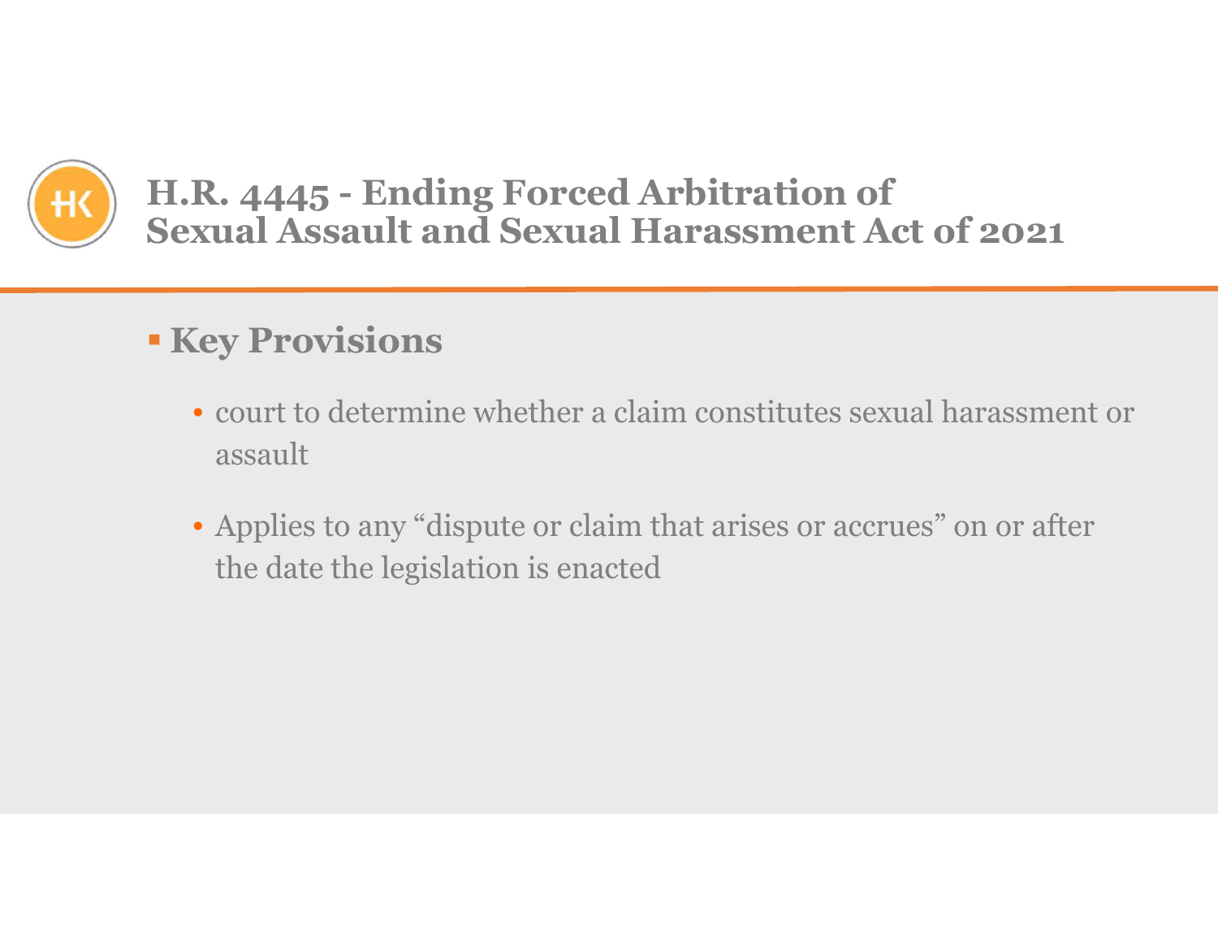# H.R. 4445 - Ending Forced Arbitration of Sexual Assault and Sexual Harassment Act of 2021

- **Key Provisions**
  - court to determine whether a claim constitutes sexual harassment or assault
  - Applies to any "dispute or claim that arises or accrues" on or after the date the legislation is enacted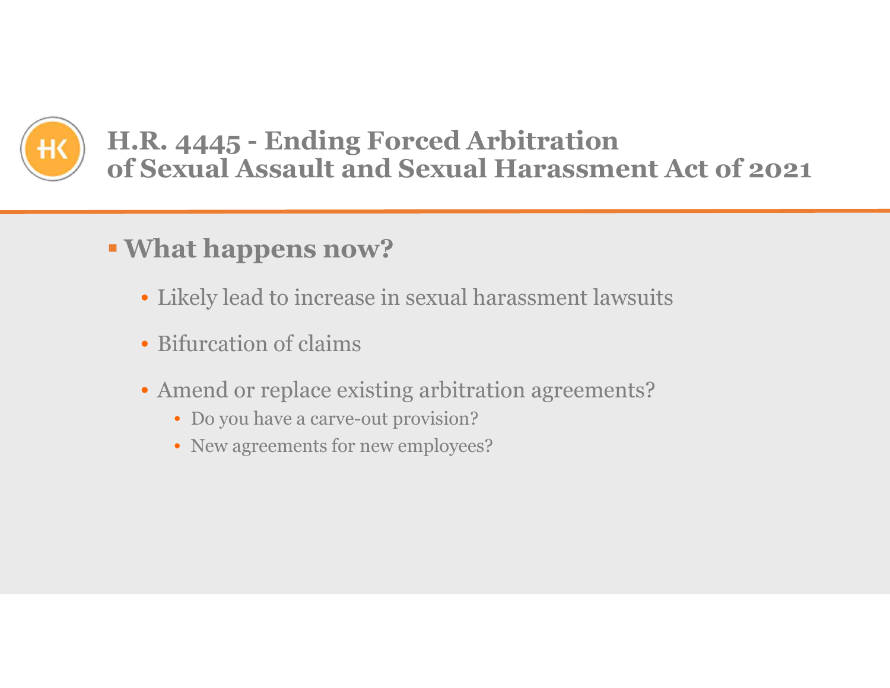# H.R. 4445 - Ending Forced Arbitration of Sexual Assault and Sexual Harassment Act of 2021

## What happens now?

- Likely lead to increase in sexual harassment lawsuits
- Bifurcation of claims
- Amend or replace existing arbitration agreements?
  - Do you have a carve-out provision?
  - New agreements for new employees?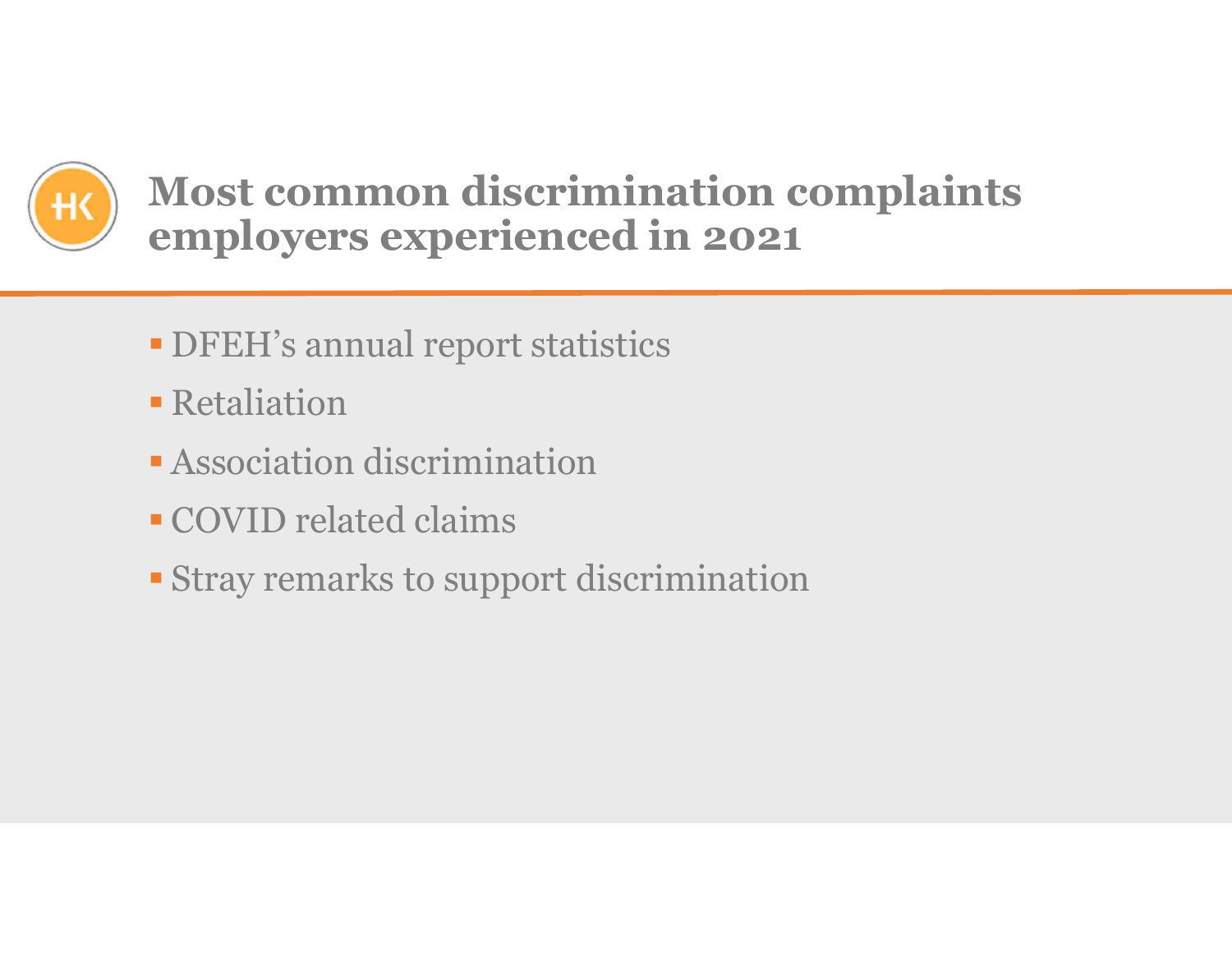# Most common discrimination complaints employers experienced in 2021

- DFEH's annual report statistics
- Retaliation
- Association discrimination
- COVID related claims
- Stray remarks to support discrimination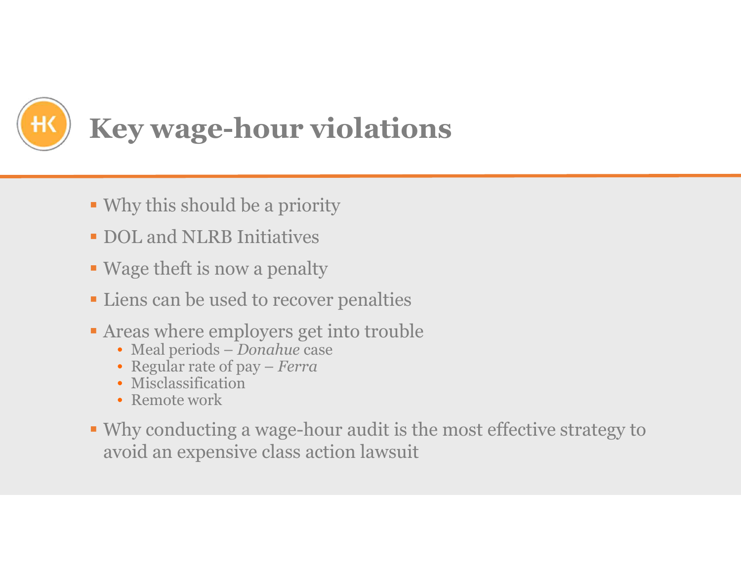# Key wage-hour violations

- Why this should be a priority
- DOL and NLRB Initiatives
- Wage theft is now a penalty
- Liens can be used to recover penalties
- Areas where employers get into trouble
  - Meal periods – *Donahue* case
  - Regular rate of pay – *Ferra*
  - Misclassification
  - Remote work
- Why conducting a wage-hour audit is the most effective strategy to avoid an expensive class action lawsuit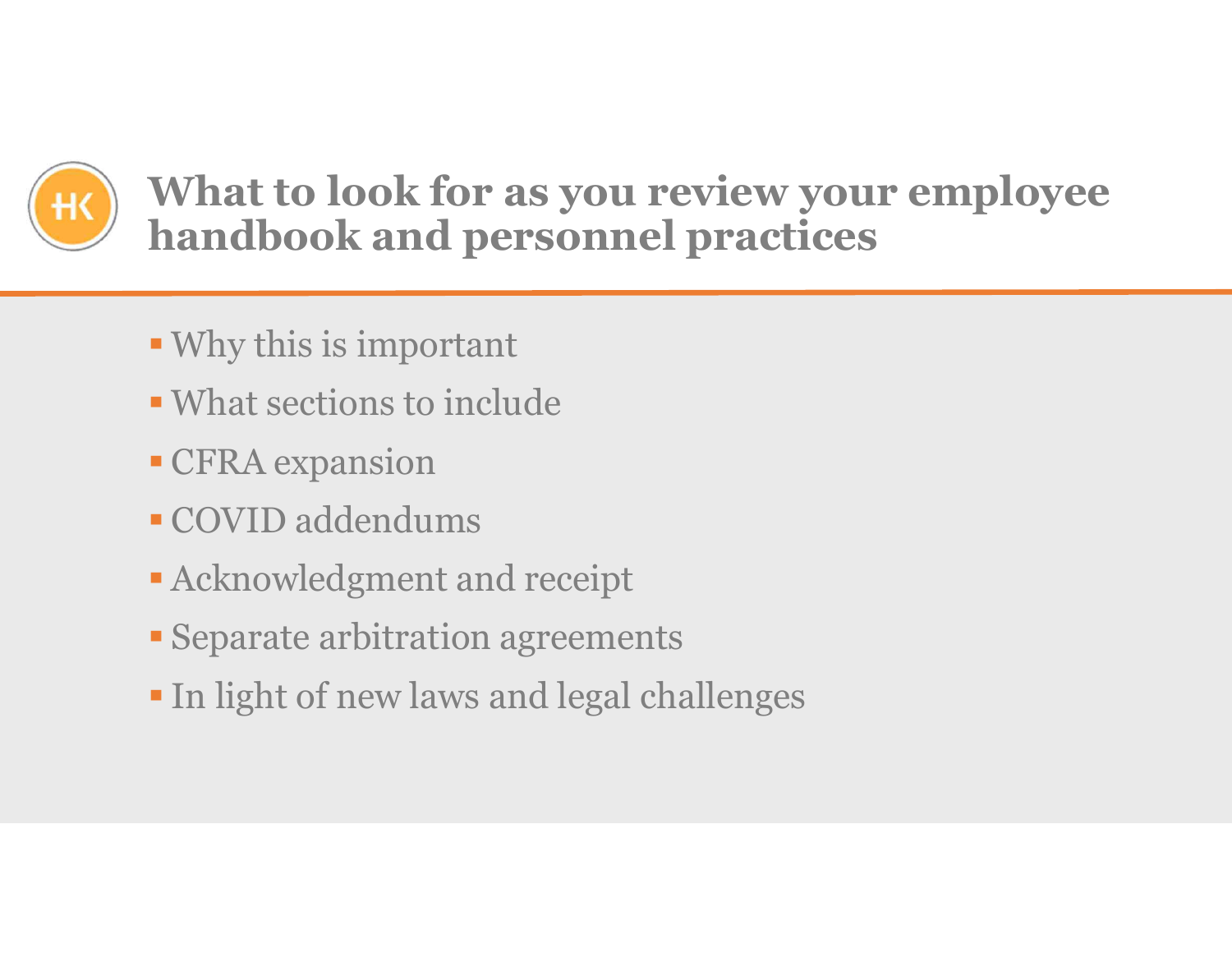# What to look for as you review your employee handbook and personnel practices

- Why this is important
- What sections to include
- CFRA expansion
- COVID addendums
- Acknowledgment and receipt
- Separate arbitration agreements
- In light of new laws and legal challenges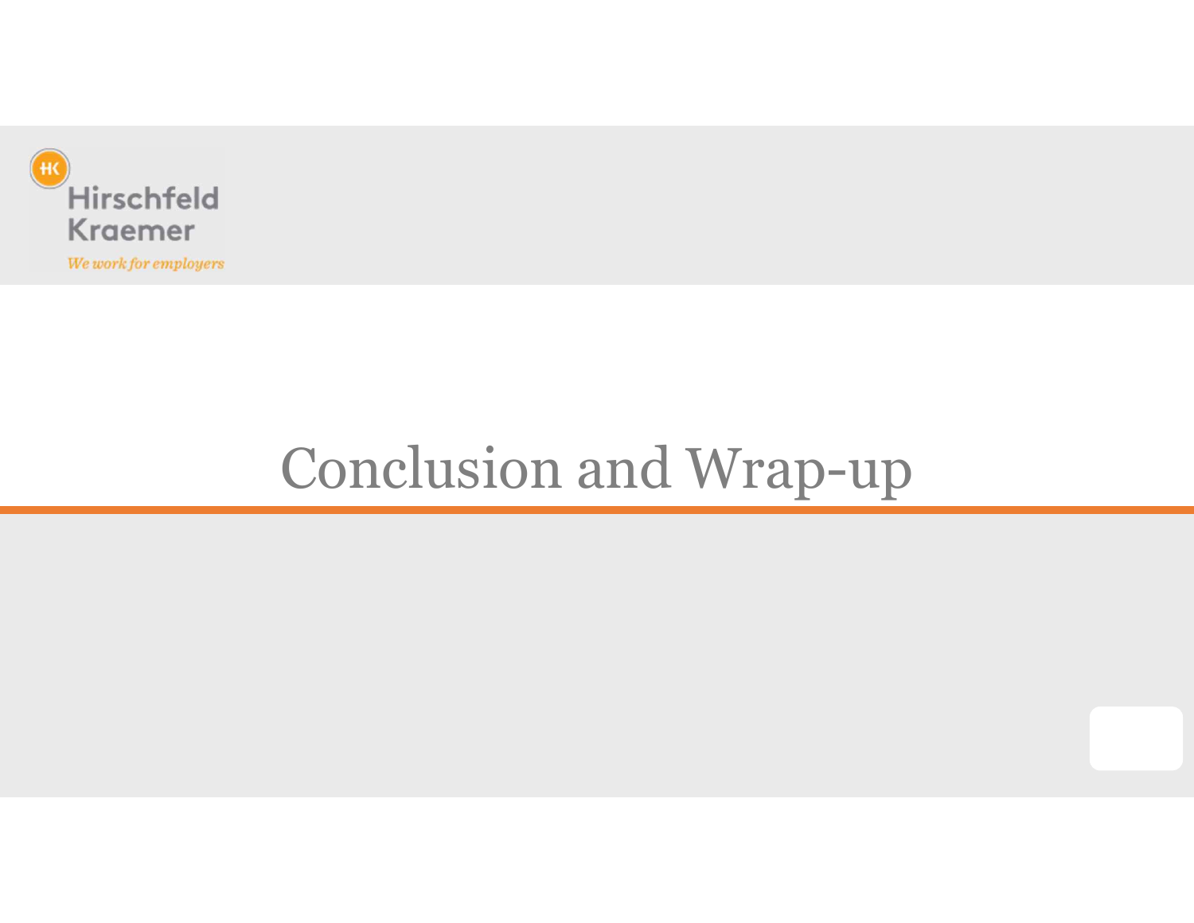Hirschfeld Kraemer

*We work for employers*

# Conclusion and Wrap-up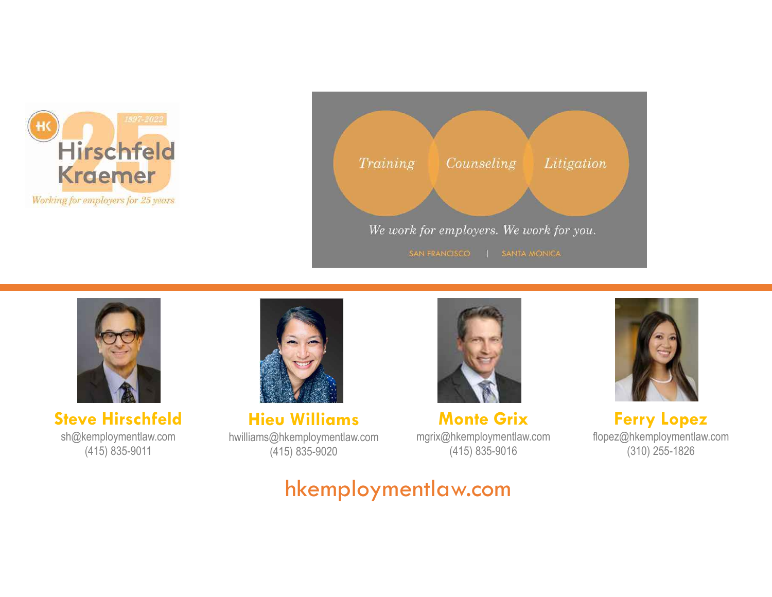Hirschfeld Kraemer

1997-2022

*Working for employers for 25 years*

*Training* *Counseling* *Litigation*

*We work for employers. We work for you.*

SAN FRANCISCO | SANTA MONICA

**Steve Hirschfeld**
sh@kemploymentlaw.com
(415) 835-9011

**Hieu Williams**
hwilliams@hkemploymentlaw.com
(415) 835-9020

**Monte Grix**
mgrix@hkemploymentlaw.com
(415) 835-9016

**Ferry Lopez**
flopez@hkemploymentlaw.com
(310) 255-1826

hkemploymentlaw.com